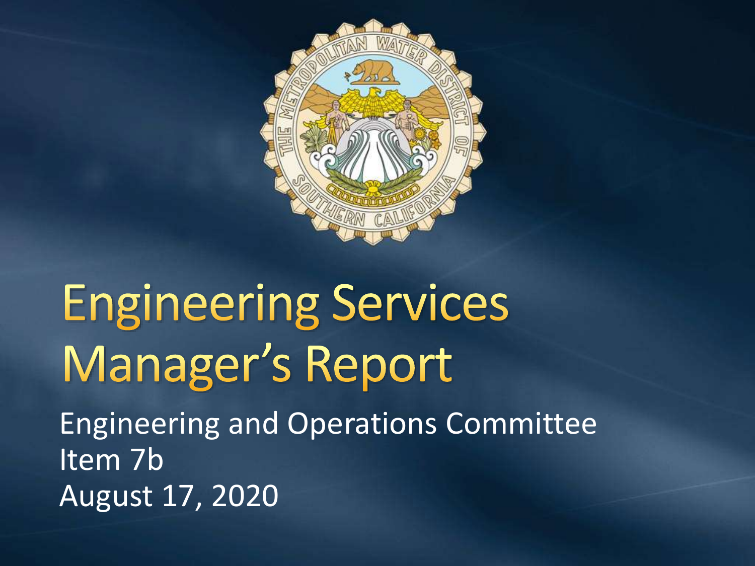# Engineering Services Manager's Report

Engineering and Operations Committee
Item 7b
August 17, 2020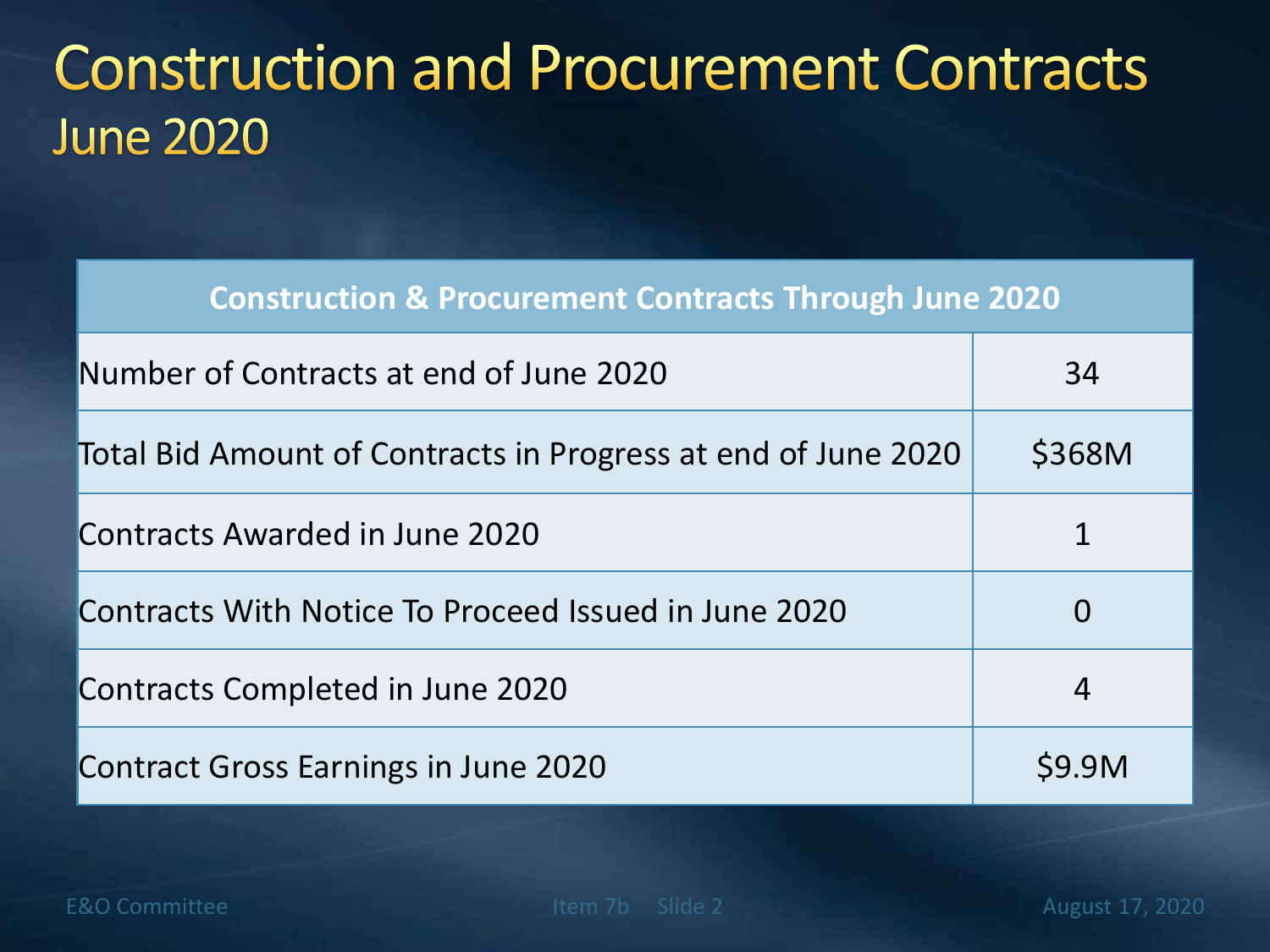# Construction and Procurement Contracts
## June 2020

| Construction & Procurement Contracts Through June 2020 | |
|---|---|
| Number of Contracts at end of June 2020 | 34 |
| Total Bid Amount of Contracts in Progress at end of June 2020 | $368M |
| Contracts Awarded in June 2020 | 1 |
| Contracts With Notice To Proceed Issued in June 2020 | 0 |
| Contracts Completed in June 2020 | 4 |
| Contract Gross Earnings in June 2020 | $9.9M |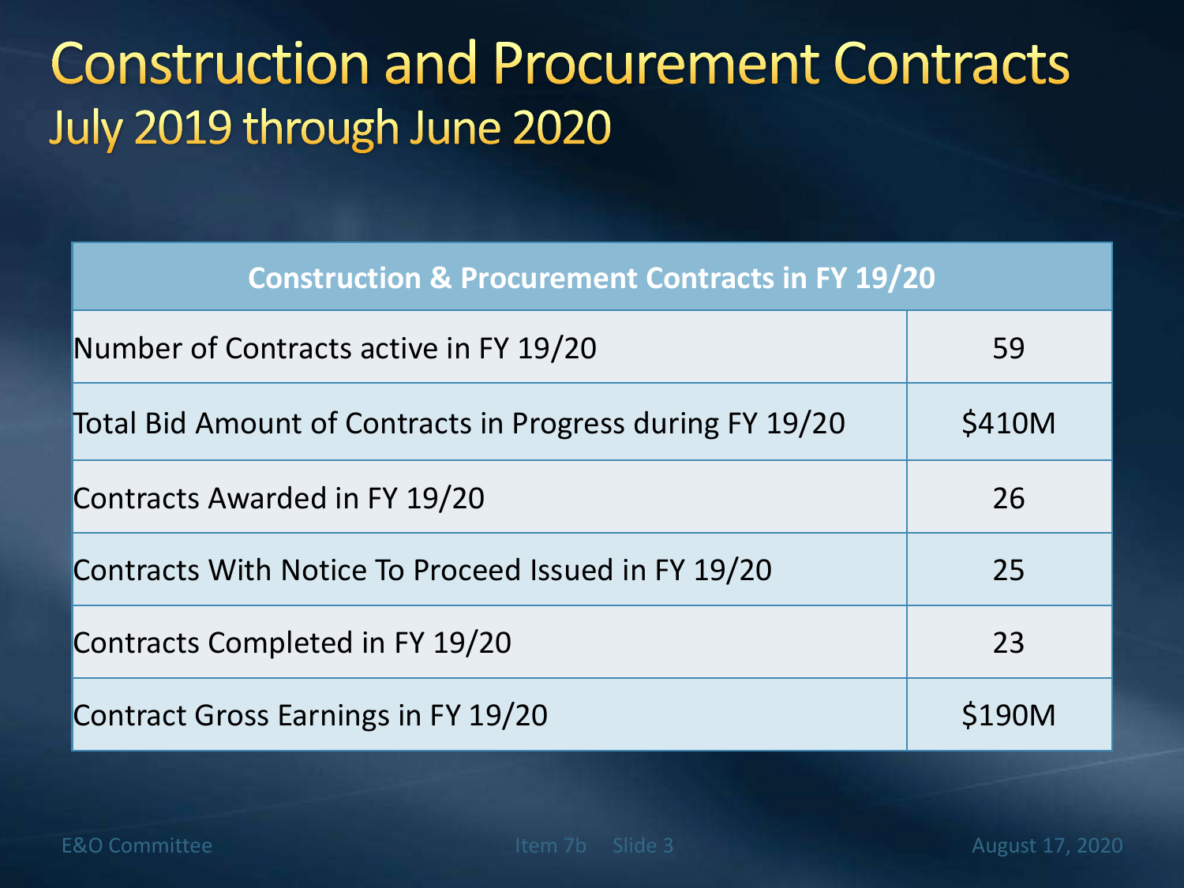# Construction and Procurement Contracts

## July 2019 through June 2020

| Construction & Procurement Contracts in FY 19/20 | |
|---|---|
| Number of Contracts active in FY 19/20 | 59 |
| Total Bid Amount of Contracts in Progress during FY 19/20 | $410M |
| Contracts Awarded in FY 19/20 | 26 |
| Contracts With Notice To Proceed Issued in FY 19/20 | 25 |
| Contracts Completed in FY 19/20 | 23 |
| Contract Gross Earnings in FY 19/20 | $190M |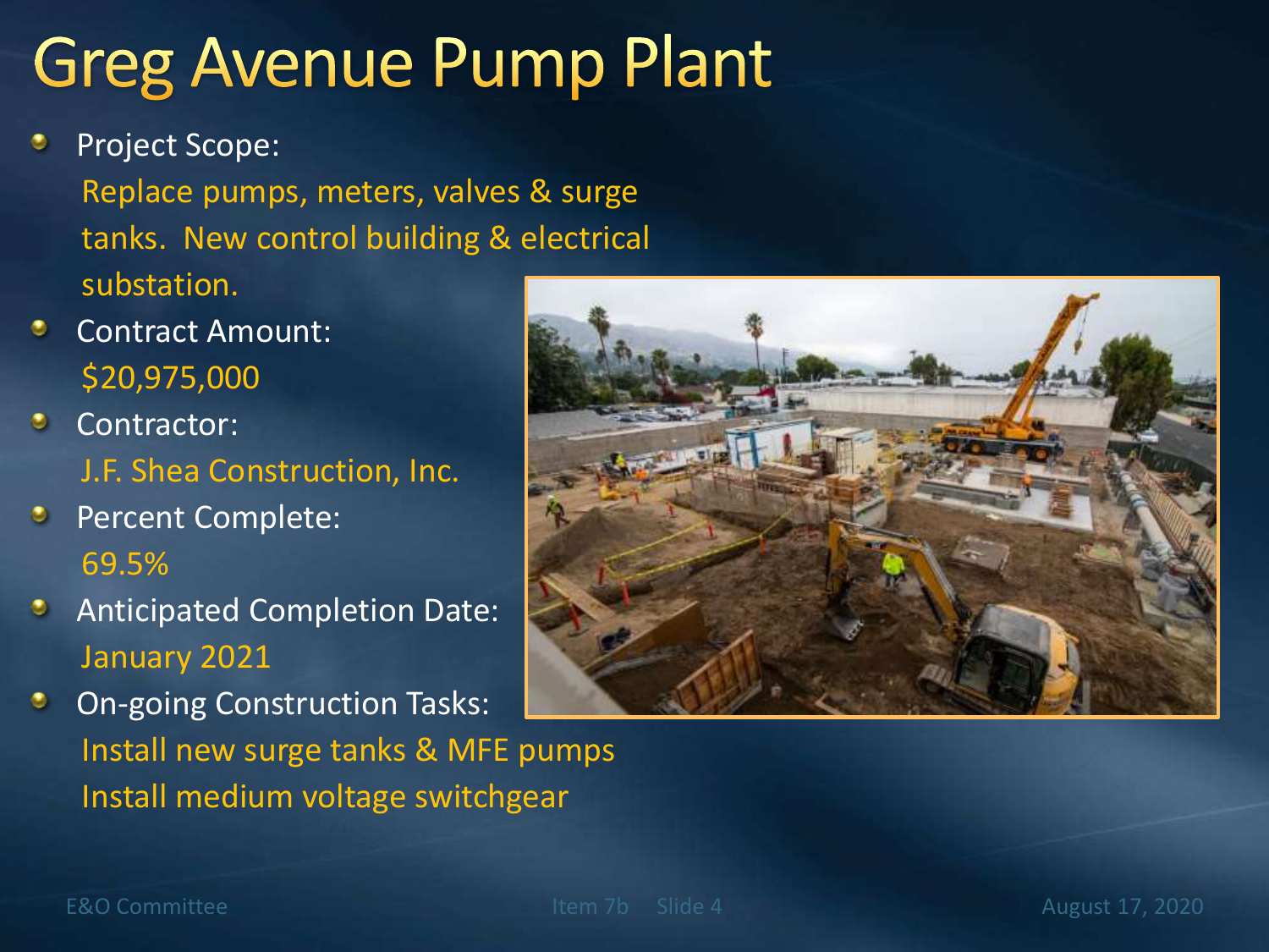# Greg Avenue Pump Plant

- Project Scope:
  Replace pumps, meters, valves & surge tanks. New control building & electrical substation.
- Contract Amount:
  $20,975,000
- Contractor:
  J.F. Shea Construction, Inc.
- Percent Complete:
  69.5%
- Anticipated Completion Date:
  January 2021
- On-going Construction Tasks:
  Install new surge tanks & MFE pumps
  Install medium voltage switchgear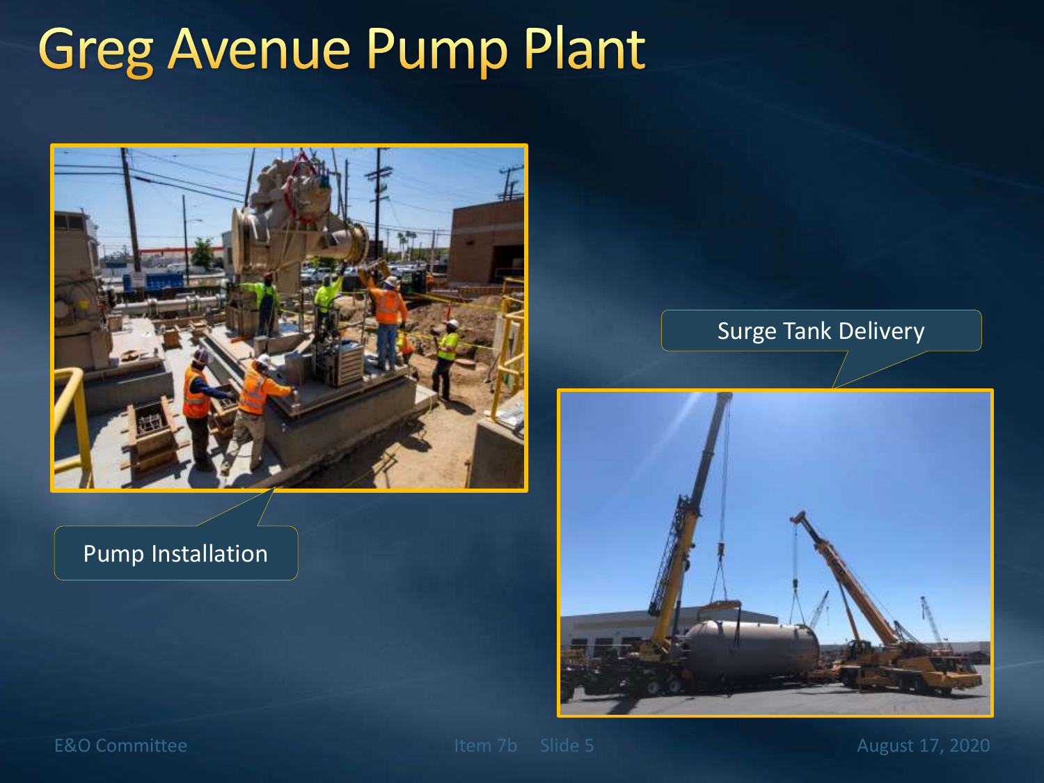# Greg Avenue Pump Plant

Pump Installation

Surge Tank Delivery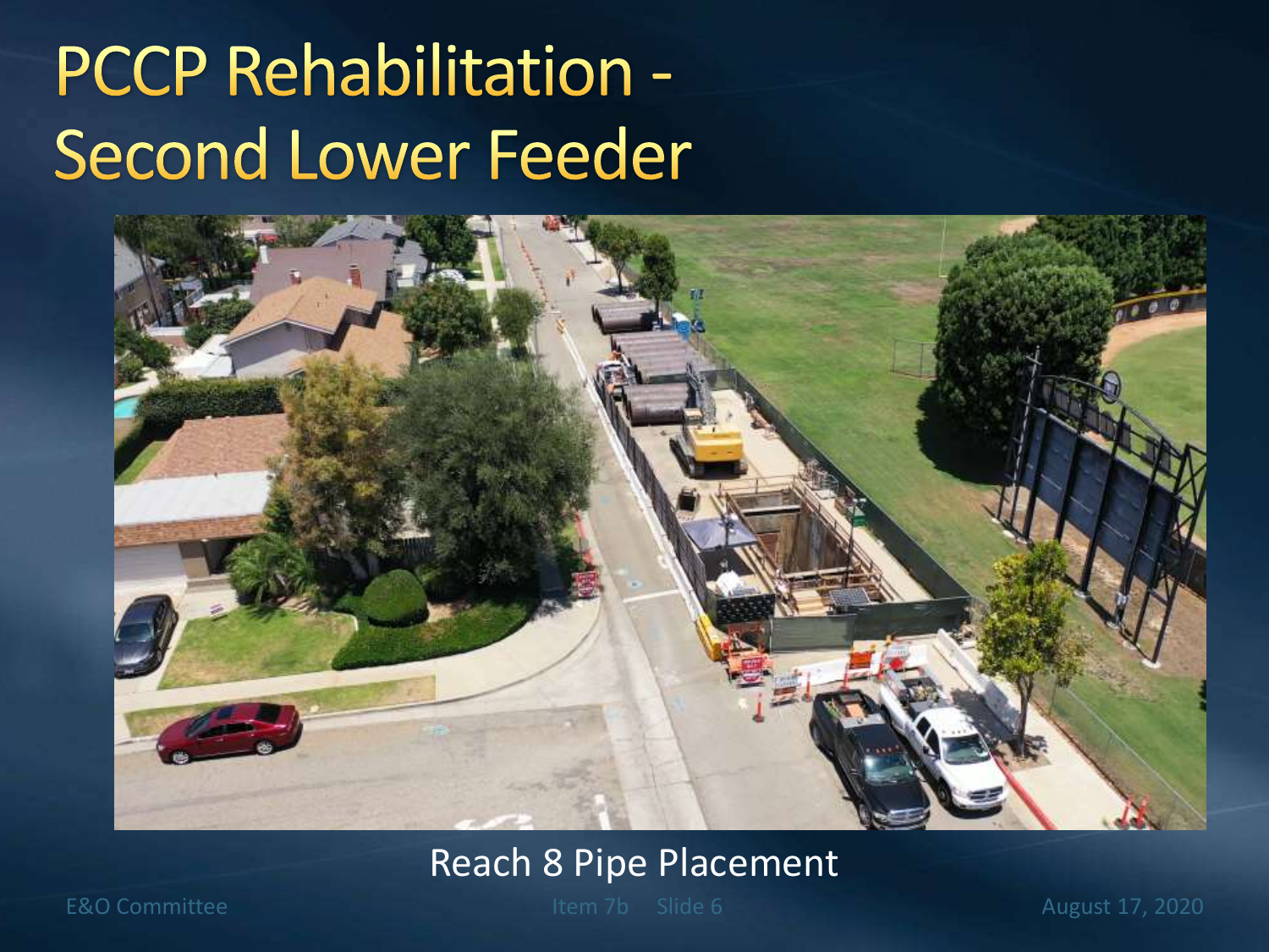# PCCP Rehabilitation - Second Lower Feeder

Reach 8 Pipe Placement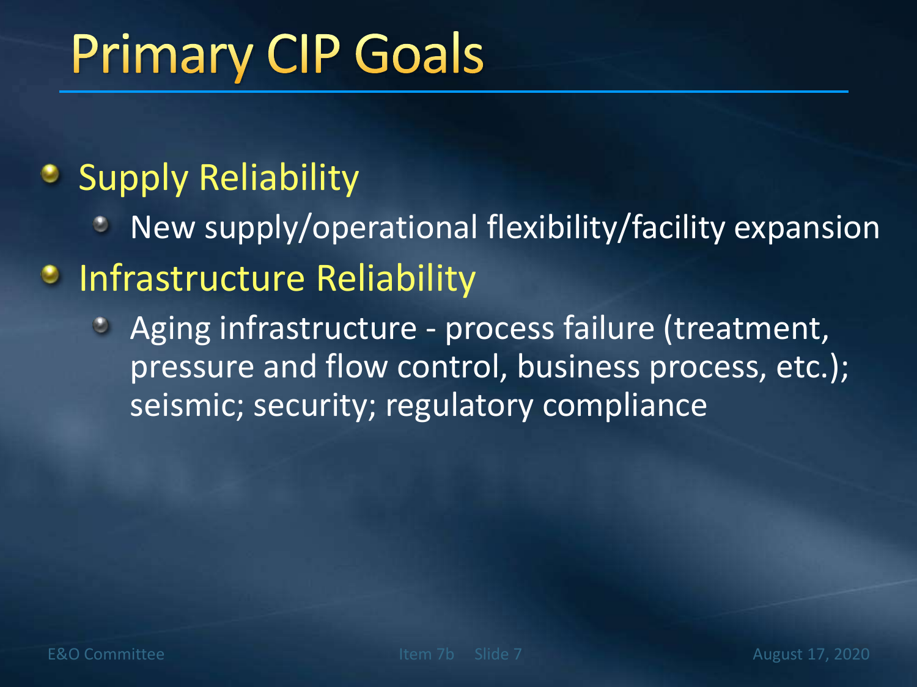# Primary CIP Goals

- Supply Reliability
  - New supply/operational flexibility/facility expansion
- Infrastructure Reliability
  - Aging infrastructure - process failure (treatment, pressure and flow control, business process, etc.); seismic; security; regulatory compliance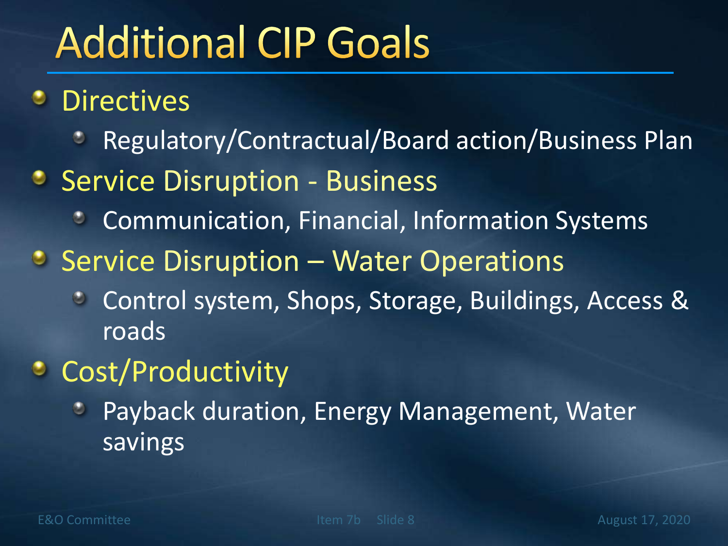# Additional CIP Goals

- Directives
  - Regulatory/Contractual/Board action/Business Plan
- Service Disruption - Business
  - Communication, Financial, Information Systems
- Service Disruption – Water Operations
  - Control system, Shops, Storage, Buildings, Access & roads
- Cost/Productivity
  - Payback duration, Energy Management, Water savings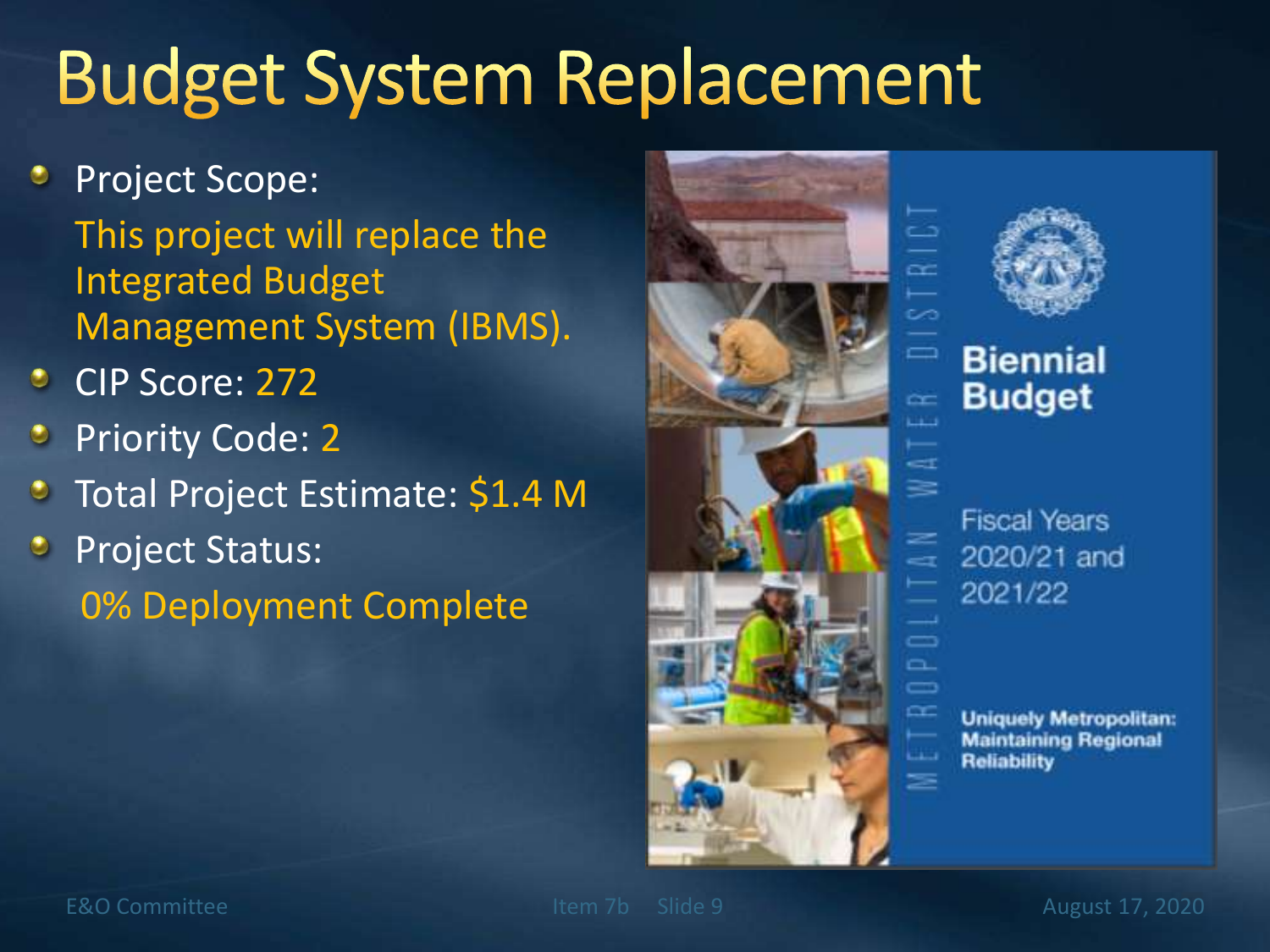# Budget System Replacement

- Project Scope:
  This project will replace the Integrated Budget Management System (IBMS).
- CIP Score: 272
- Priority Code: 2
- Total Project Estimate: $1.4 M
- Project Status:
  0% Deployment Complete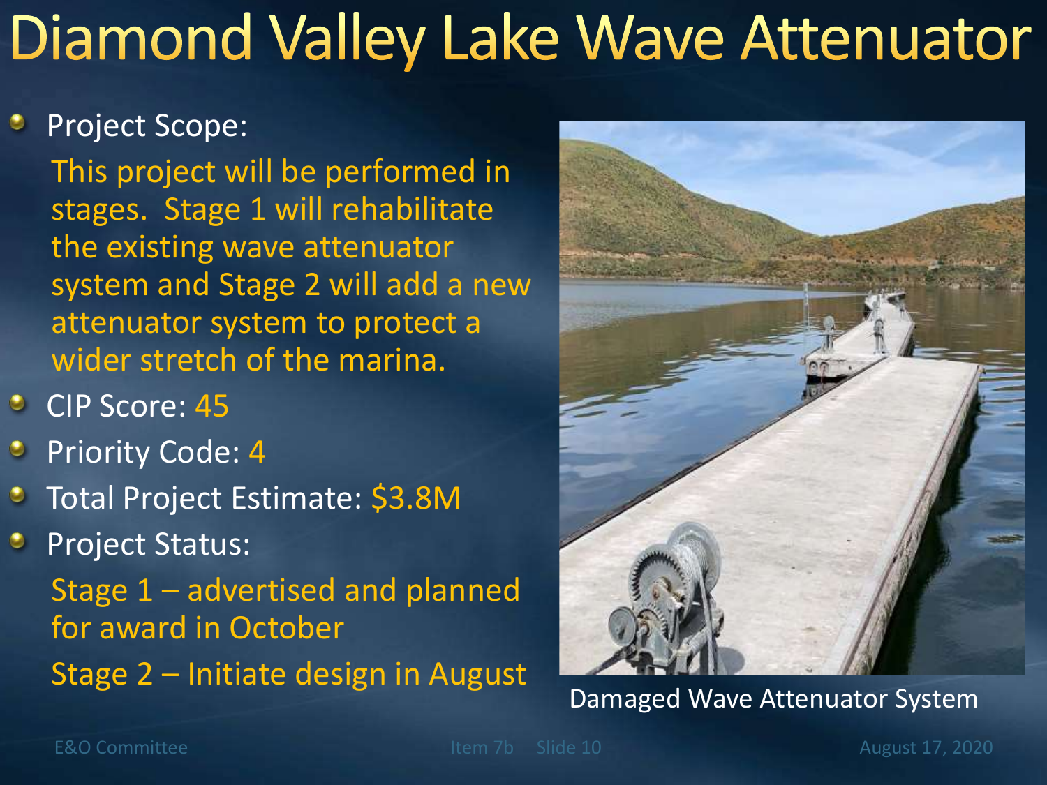# Diamond Valley Lake Wave Attenuator

- Project Scope:

  This project will be performed in stages. Stage 1 will rehabilitate the existing wave attenuator system and Stage 2 will add a new attenuator system to protect a wider stretch of the marina.

- CIP Score: 45
- Priority Code: 4
- Total Project Estimate: $3.8M
- Project Status:

  Stage 1 – advertised and planned for award in October

  Stage 2 – Initiate design in August

Damaged Wave Attenuator System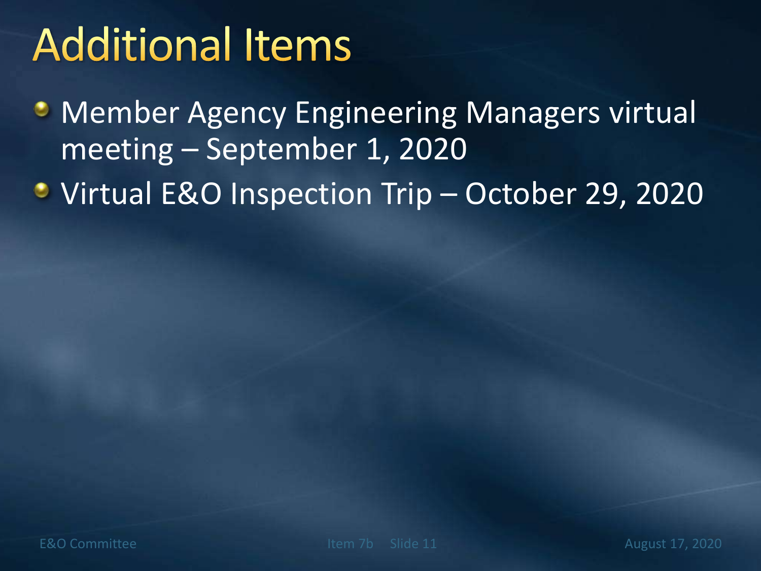# Additional Items

- Member Agency Engineering Managers virtual meeting – September 1, 2020
- Virtual E&O Inspection Trip – October 29, 2020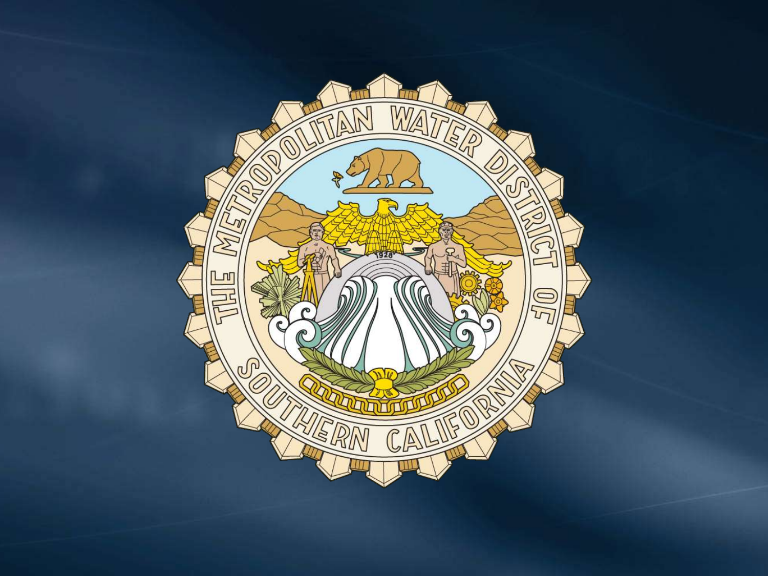THE METROPOLITAN WATER DISTRICT OF SOUTHERN CALIFORNIA

1928